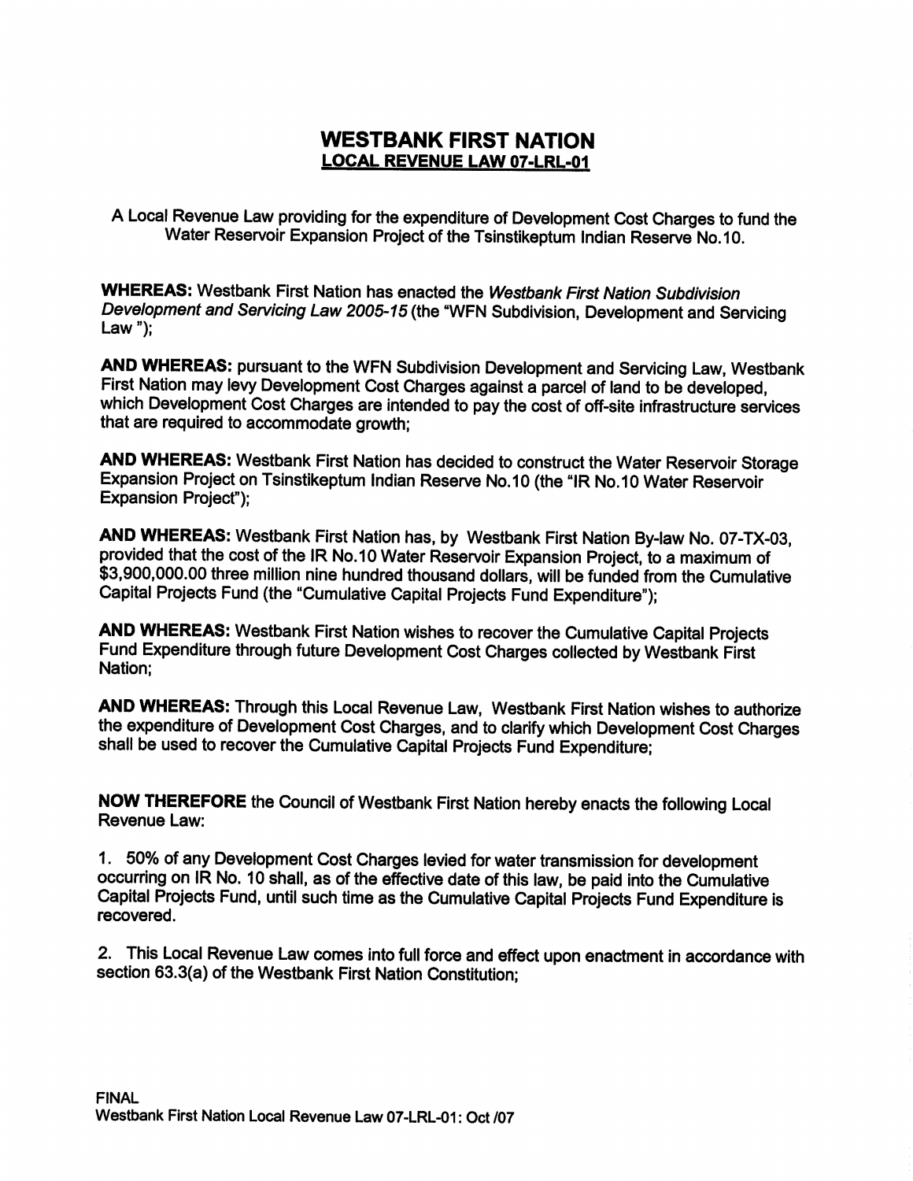# WESTBANK FIRST NATION

## LOCAL REVENUE LAW 07-LRL-01

A Local Revenue Law providing for the expenditure of Development Cost Charges to fund the Water Reservoir Expansion Project of the Tsinstikeptum Indian Reserve No.10.

**WHEREAS:** Westbank First Nation has enacted the *Westbank First Nation Subdivision Development and Servicing Law 2005-15* (the "WFN Subdivision, Development and Servicing Law ");

**AND WHEREAS:** pursuant to the WFN Subdivision Development and Servicing Law, Westbank First Nation may levy Development Cost Charges against a parcel of land to be developed, which Development Cost Charges are intended to pay the cost of off-site infrastructure services that are required to accommodate growth;

**AND WHEREAS:** Westbank First Nation has decided to construct the Water Reservoir Storage Expansion Project on Tsinstikeptum Indian Reserve No.10 (the "IR No.10 Water Reservoir Expansion Project");

**AND WHEREAS:** Westbank First Nation has, by Westbank First Nation By-law No. 07-TX-03, provided that the cost of the IR No.10 Water Reservoir Expansion Project, to a maximum of $3,900,000.00 three million nine hundred thousand dollars, will be funded from the Cumulative Capital Projects Fund (the "Cumulative Capital Projects Fund Expenditure");

**AND WHEREAS:** Westbank First Nation wishes to recover the Cumulative Capital Projects Fund Expenditure through future Development Cost Charges collected by Westbank First Nation;

**AND WHEREAS:** Through this Local Revenue Law, Westbank First Nation wishes to authorize the expenditure of Development Cost Charges, and to clarify which Development Cost Charges shall be used to recover the Cumulative Capital Projects Fund Expenditure;

**NOW THEREFORE** the Council of Westbank First Nation hereby enacts the following Local Revenue Law:

1. 50% of any Development Cost Charges levied for water transmission for development occurring on IR No. 10 shall, as of the effective date of this law, be paid into the Cumulative Capital Projects Fund, until such time as the Cumulative Capital Projects Fund Expenditure is recovered.

2. This Local Revenue Law comes into full force and effect upon enactment in accordance with section 63.3(a) of the Westbank First Nation Constitution;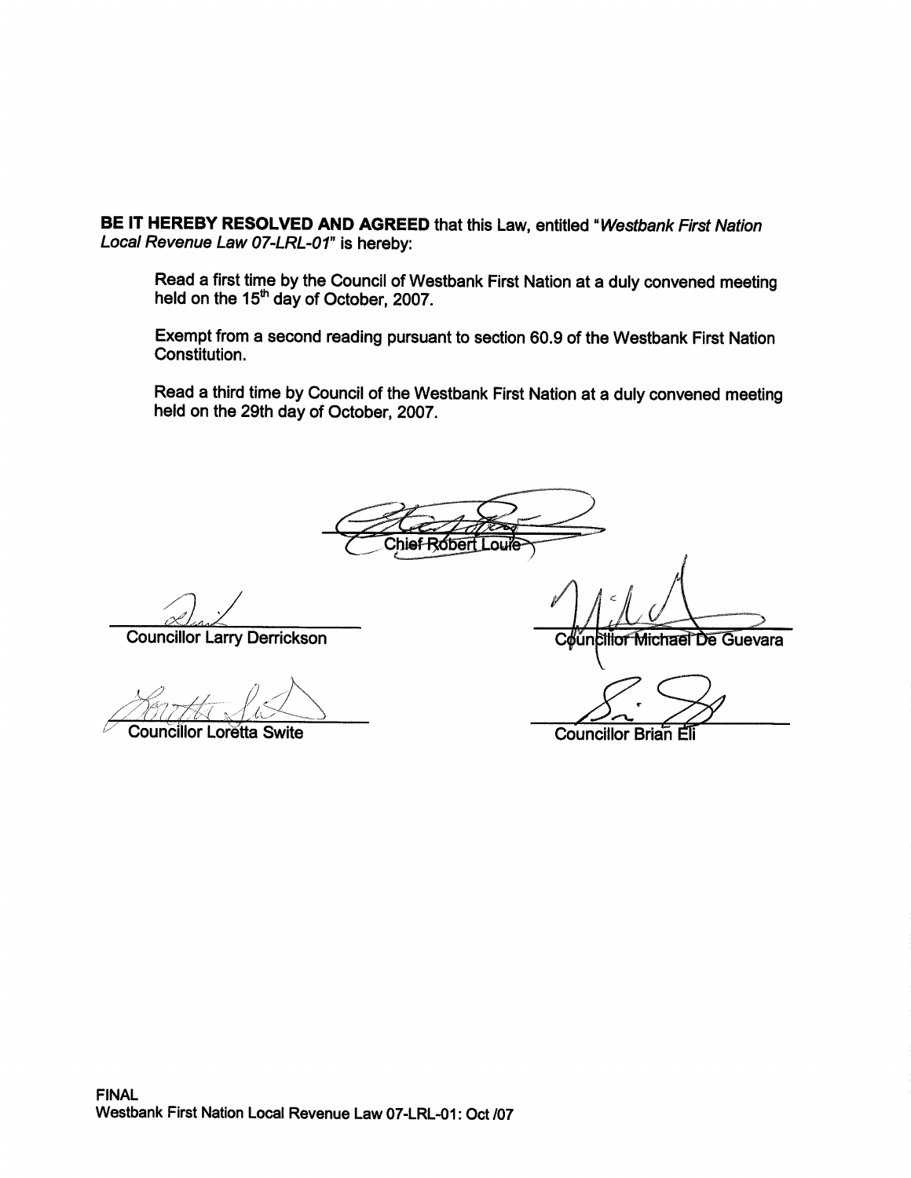**BE IT HEREBY RESOLVED AND AGREED** that this Law, entitled "*Westbank First Nation Local Revenue Law 07-LRL-01*" is hereby:

Read a first time by the Council of Westbank First Nation at a duly convened meeting held on the 15th day of October, 2007.

Exempt from a second reading pursuant to section 60.9 of the Westbank First Nation Constitution.

Read a third time by Council of the Westbank First Nation at a duly convened meeting held on the 29th day of October, 2007.

Chief Robert Louie

Councillor Larry Derrickson

Councillor Michael De Guevara

Councillor Loretta Swite

Councillor Brian Eli

FINAL
Westbank First Nation Local Revenue Law 07-LRL-01: Oct /07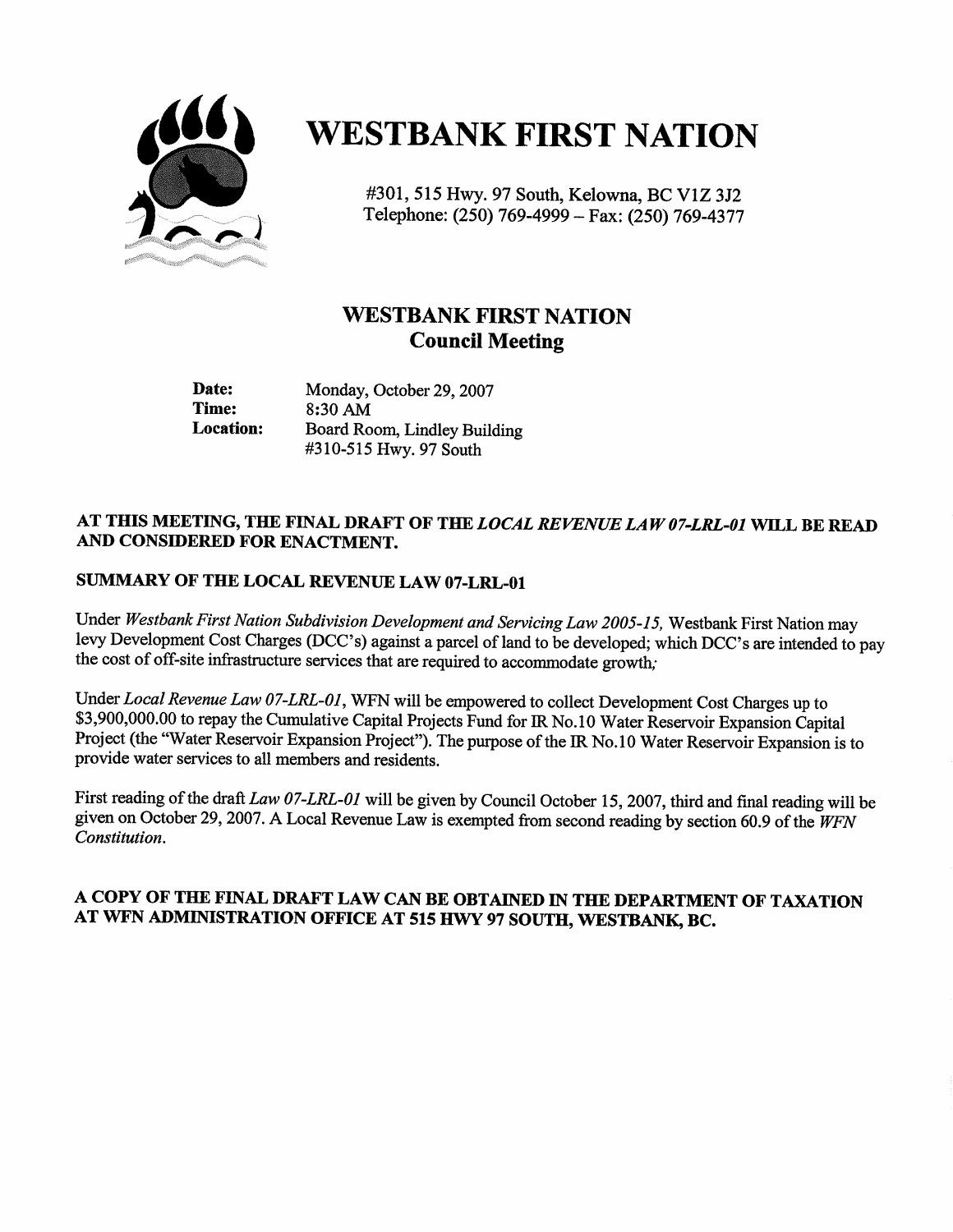# WESTBANK FIRST NATION

#301, 515 Hwy. 97 South, Kelowna, BC V1Z 3J2
Telephone: (250) 769-4999 – Fax: (250) 769-4377

## WESTBANK FIRST NATION
## Council Meeting

**Date:** Monday, October 29, 2007
**Time:** 8:30 AM
**Location:** Board Room, Lindley Building
#310-515 Hwy. 97 South

**AT THIS MEETING, THE FINAL DRAFT OF THE *LOCAL REVENUE LAW 07-LRL-01* WILL BE READ AND CONSIDERED FOR ENACTMENT.**

**SUMMARY OF THE LOCAL REVENUE LAW 07-LRL-01**

Under *Westbank First Nation Subdivision Development and Servicing Law 2005-15,* Westbank First Nation may levy Development Cost Charges (DCC's) against a parcel of land to be developed; which DCC's are intended to pay the cost of off-site infrastructure services that are required to accommodate growth;

Under *Local Revenue Law 07-LRL-01*, WFN will be empowered to collect Development Cost Charges up to $3,900,000.00 to repay the Cumulative Capital Projects Fund for IR No.10 Water Reservoir Expansion Capital Project (the "Water Reservoir Expansion Project"). The purpose of the IR No.10 Water Reservoir Expansion is to provide water services to all members and residents.

First reading of the draft *Law 07-LRL-01* will be given by Council October 15, 2007, third and final reading will be given on October 29, 2007. A Local Revenue Law is exempted from second reading by section 60.9 of the *WFN Constitution*.

**A COPY OF THE FINAL DRAFT LAW CAN BE OBTAINED IN THE DEPARTMENT OF TAXATION AT WFN ADMINISTRATION OFFICE AT 515 HWY 97 SOUTH, WESTBANK, BC.**